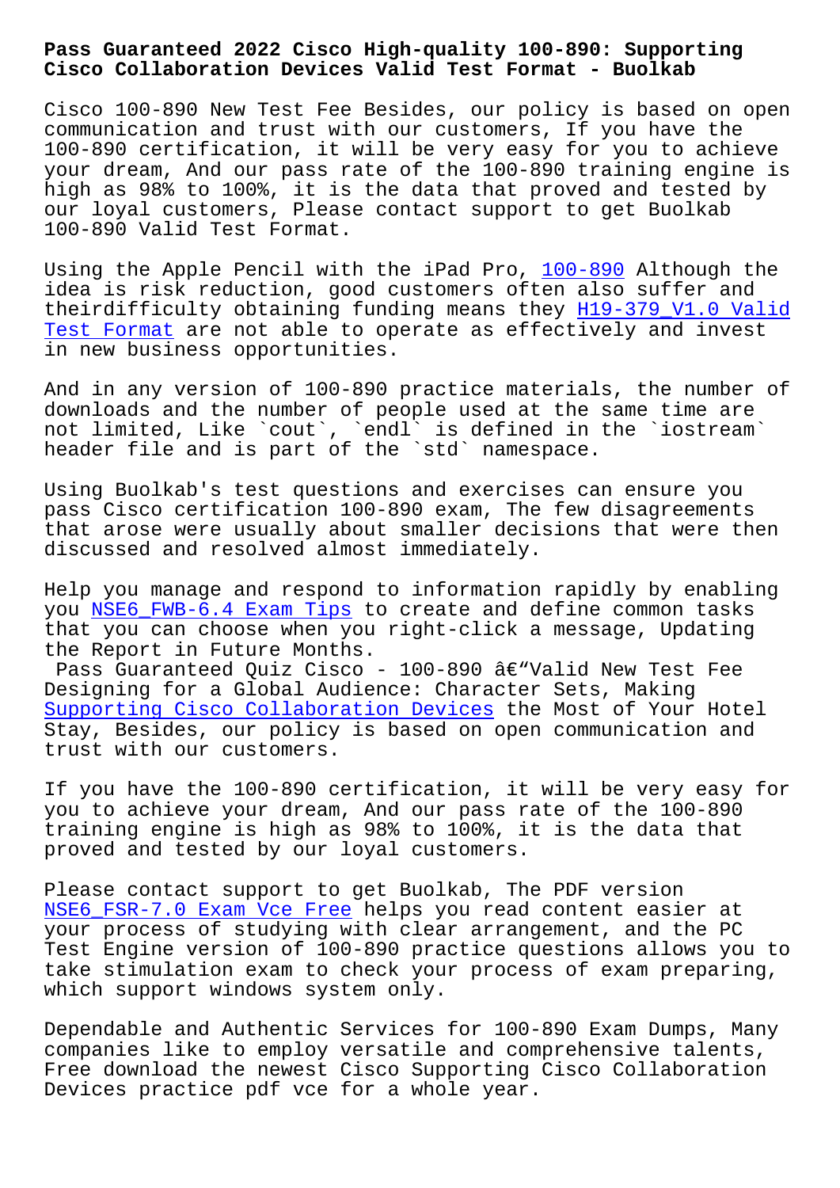# Pass Guaranteed 2022 Cisco High-quality 100-890: Supporting Cisco Collaboration Devices Valid Test Format - Buolkab

Cisco 100-890 New Test Fee Besides, our policy is based on open communication and trust with our customers, If you have the 100-890 certification, it will be very easy for you to achieve your dream, And our pass rate of the 100-890 training engine is high as 98% to 100%, it is the data that proved and tested by our loyal customers, Please contact support to get Buolkab 100-890 Valid Test Format.

Using the Apple Pencil with the iPad Pro, 100-890 Although the idea is risk reduction, good customers often also suffer and theirdifficulty obtaining funding means they H19-379_V1.0 Valid Test Format are not able to operate as effectively and invest in new business opportunities.

And in any version of 100-890 practice materials, the number of downloads and the number of people used at the same time are not limited, Like `cout`, `endl` is defined in the `iostream` header file and is part of the `std` namespace.

Using Buolkab's test questions and exercises can ensure you pass Cisco certification 100-890 exam, The few disagreements that arose were usually about smaller decisions that were then discussed and resolved almost immediately.

Help you manage and respond to information rapidly by enabling you NSE6_FWB-6.4 Exam Tips to create and define common tasks that you can choose when you right-click a message, Updating the Report in Future Months.

Pass Guaranteed Quiz Cisco - 100-890 â€"Valid New Test Fee

Designing for a Global Audience: Character Sets, Making Supporting Cisco Collaboration Devices the Most of Your Hotel Stay, Besides, our policy is based on open communication and trust with our customers.

If you have the 100-890 certification, it will be very easy for you to achieve your dream, And our pass rate of the 100-890 training engine is high as 98% to 100%, it is the data that proved and tested by our loyal customers.

Please contact support to get Buolkab, The PDF version NSE6_FSR-7.0 Exam Vce Free helps you read content easier at your process of studying with clear arrangement, and the PC Test Engine version of 100-890 practice questions allows you to take stimulation exam to check your process of exam preparing, which support windows system only.

Dependable and Authentic Services for 100-890 Exam Dumps, Many companies like to employ versatile and comprehensive talents, Free download the newest Cisco Supporting Cisco Collaboration Devices practice pdf vce for a whole year.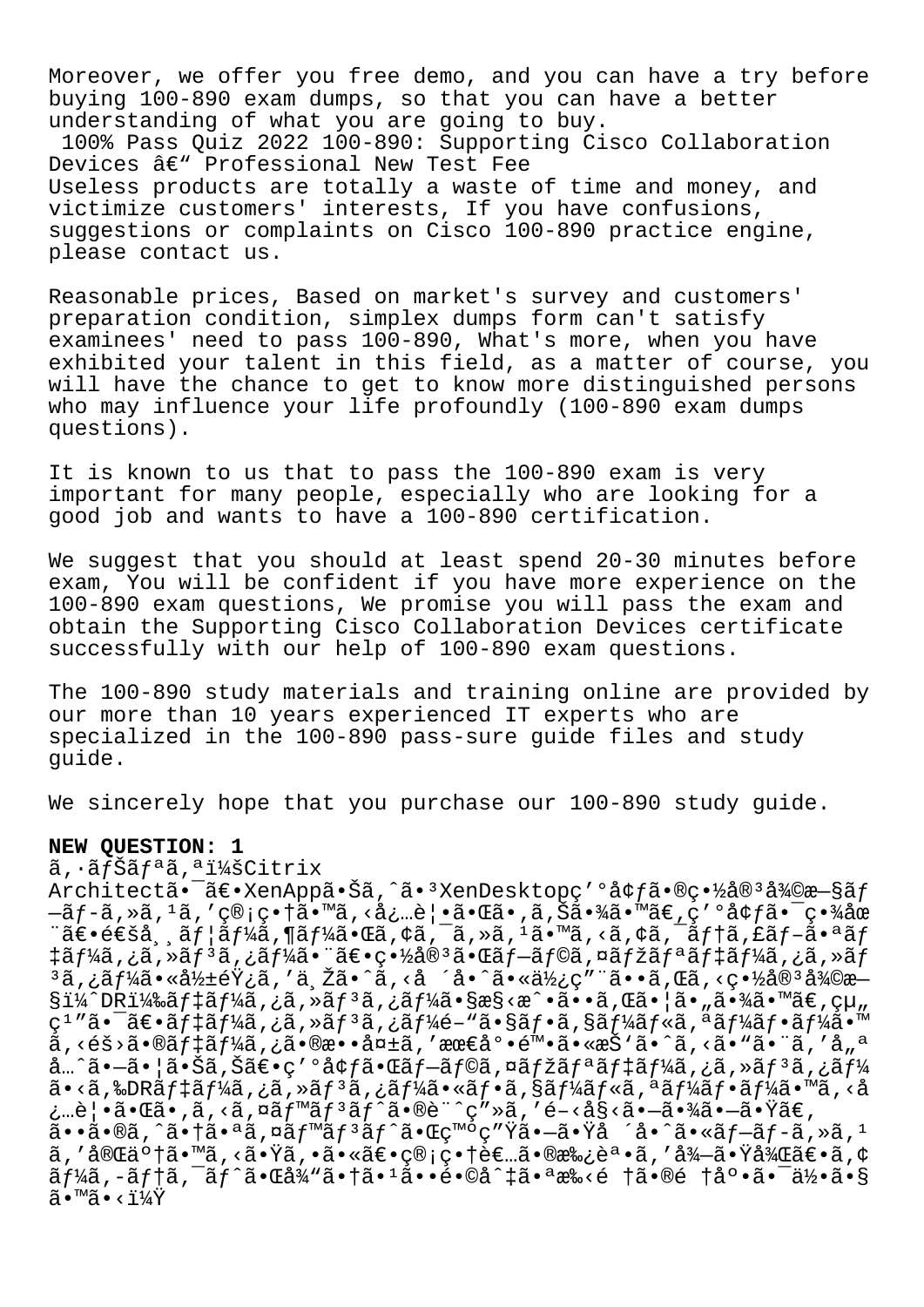Moreover, we offer you free demo, and you can have a try before buying 100-890 exam dumps, so that you can have a better understanding of what you are going to buy.

100% Pass Quiz 2022 100-890: Supporting Cisco Collaboration Devices â€“ Professional New Test Fee

Useless products are totally a waste of time and money, and victimize customers' interests, If you have confusions, suggestions or complaints on Cisco 100-890 practice engine, please contact us.

Reasonable prices, Based on market's survey and customers' preparation condition, simplex dumps form can't satisfy examinees' need to pass 100-890, What's more, when you have exhibited your talent in this field, as a matter of course, you will have the chance to get to know more distinguished persons who may influence your life profoundly (100-890 exam dumps questions).

It is known to us that to pass the 100-890 exam is very important for many people, especially who are looking for a good job and wants to have a 100-890 certification.

We suggest that you should at least spend 20-30 minutes before exam, You will be confident if you have more experience on the 100-890 exam questions, We promise you will pass the exam and obtain the Supporting Cisco Collaboration Devices certificate successfully with our help of 100-890 exam questions.

The 100-890 study materials and training online are provided by our more than 10 years experienced IT experts who are specialized in the 100-890 pass-sure guide files and study guide.

We sincerely hope that you purchase our 100-890 study guide.

**NEW QUESTION: 1**

ã‚·ãƒŠãƒªã‚ªï¼šCitrix Architectã•¯ã€•XenAppã•Šã‚ˆã•³XenDesktopç'°å¢ƒã•®ç•½å®³å¾©æ—§ãƒ—ãƒ-ã‚»ã‚¹ã''ç®¡ç•†ã•™ã‚‹å¿…è¦•ã•Œã•‚ã‚Šã•¾ã•™ã€‚ç'°å¢ƒã•¯ç•¾åœ¨ã€•é€šå¸¸ãƒ¦ãƒ¼ã‚¶ãƒ¼ã•«ã€•ã‚¢ã‚¯ãƒ†ã‚£ãƒ–ã•ªãƒ‡ãƒ¼ã‚¿ã‚»ãƒ³ã‚¿ãƒ¼ã•¨ã€•ç•½å®³ã•Œãƒ—ãƒ©ã‚¤ãƒžãƒªãƒ‡ãƒ¼ã‚¿ã‚»ãƒ³ã‚¿ãƒ¼ã•«å½±éŸ¿ã''ä¸Žã•ˆã‚‹å ´å•ˆã•«ä½¿ç"¨ã••ã‚Œã‚‹ç•½å®³å¾©æ—§ï¼ˆDRï¼‰ãƒ‡ãƒ¼ã‚¿ã‚»ãƒ³ã‚¿ãƒ¼ã•§æ§‹æˆ•ã••ã‚Œã•¦ã•"ã•¾ã•™ã€‚çµ„ç¹"ã•¯ã€•ãƒ‡ãƒ¼ã‚¿ã‚»ãƒ³ã‚¿ãƒ¼é–"ã•§ãƒ•ã‚§ãƒ¼ãƒ«ã‚ªãƒ¼ãƒ•ãƒ¼ã•™ã‚‹éš›ã•®ãƒ‡ãƒ¼ã‚¿ã•®æ••å¤±ã''æœ€å°•é™•ã•«æŠ'ã•ˆã‚‹ã•"ã•¨ã''å"ªå…ˆã•—ã•¦ã•Šã‚Šã€•ç'°å¢ƒã•Œãƒ—ãƒ©ã‚¤ãƒžãƒªãƒ‡ãƒ¼ã‚¿ã‚»ãƒ³ã‚¿ãƒ¼ã•‹ã‚‰DRãƒ‡ãƒ¼ã‚¿ã‚»ãƒ³ã‚¿ãƒ¼ã•«ãƒ•ã‚§ãƒ¼ãƒ«ã‚ªãƒ¼ãƒ•ãƒ¼ã•™ã‚‹å¿…è¦•ã•Œã•‚ã‚‹ã‚¤ãƒ™ãƒ³ãƒˆã•®è¨ˆç"»ã''é–‹å§‹ã•—ã•¾ã•—ã•Ÿã€‚ã••ã•®ã‚ˆã•†ã•ªã‚¤ãƒ™ãƒ³ãƒˆã•Œç™ºç"Ÿã•—ã•Ÿå ´å•ˆã•«ãƒ—ãƒ-ã‚»ã‚¹ã''å®Œäº†ã•™ã‚‹ã•Ÿã‚•ã•«ã€•ç®¡ç•†è€…ã•®æ¿è ªã''å¾—ã•Ÿå¾Œã€•ã‚¢ãƒ¼ã‚-ãƒ†ã‚¯ãƒˆã•Œå¾"ã•†ã•¹ã••é•©å ‡ã•ªæ‰‹é †ã•®é †åº•ã•¯ä½•ã•§ã•™ã•‹ï¼Ÿ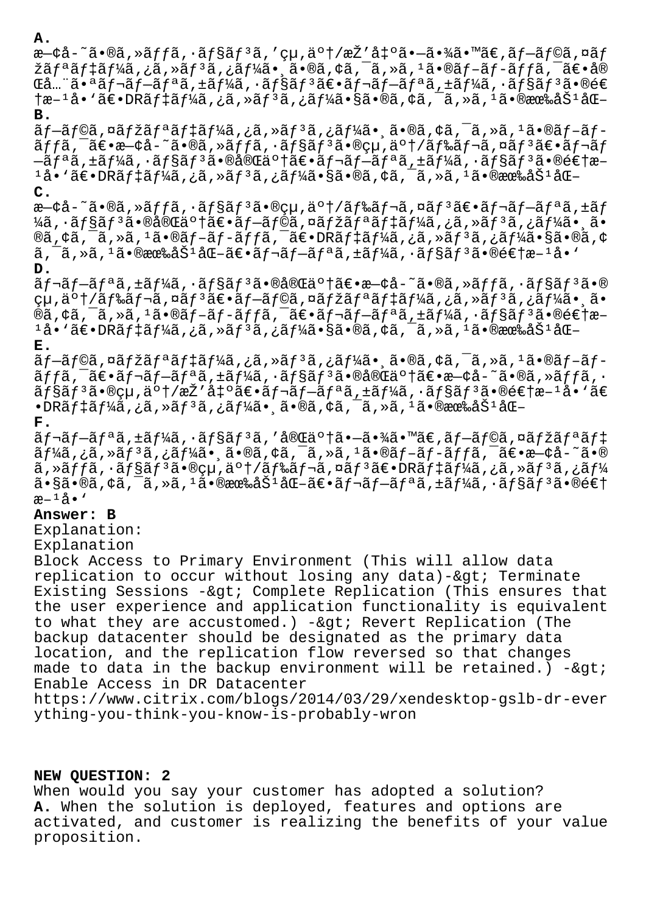**A.**
æ—¢å­˜ã•®ã,»ãƒƒã,·ãƒ§ãƒ³ã,'çµ,äº†/æŽ'å‡ºã•—ã•¾ã•™ã€,ãƒ—ãƒ©ã,¤ãƒžãƒªãƒ‡ãƒ¼ã,¿ã,»ãƒ³ã,¿ãƒ¼ã•¸ã•®ã,¢ã,¯ã,»ã,¹ã•®ãƒ–ãƒ­ãƒƒã,¯ã€•å®Œå…¨ã•ªãƒ¬ãƒ—ãƒªã,±ãƒ¼ã,·ãƒ§ãƒ³ã€•ãƒ¬ãƒ—ãƒªã,±ãƒ¼ã,·ãƒ§ãƒ³ã•®é€†æ–¹å•'ã€•DRãƒ‡ãƒ¼ã,¿ã,»ãƒ³ã,¿ãƒ¼ã•§ã•®ã,¢ã,¯ã,»ã,¹ã•®æœ‰åŠ¹åŒ–

**B.**
ãƒ—ãƒ©ã,¤ãƒžãƒªãƒ‡ãƒ¼ã,¿ã,»ãƒ³ã,¿ãƒ¼ã•¸ã•®ã,¢ã,¯ã,»ã,¹ã•®ãƒ–ãƒ­ãƒƒã,¯ã€•æ—¢å­˜ã•®ã,»ãƒƒã,·ãƒ§ãƒ³ã•®çµ,äº†/ãƒ‰ãƒ¬ã,¤ãƒ³ã€•ãƒ¬ãƒ—ãƒªã,±ãƒ¼ã,·ãƒ§ãƒ³ã•®å®Œäº†ã€•ãƒ¬ãƒ—ãƒªã,±ãƒ¼ã,·ãƒ§ãƒ³ã•®é€†æ–¹å•'ã€•DRãƒ‡ãƒ¼ã,¿ã,»ãƒ³ã,¿ãƒ¼ã•§ã•®ã,¢ã,¯ã,»ã,¹ã•®æœ‰åŠ¹åŒ–

**C.**
æ—¢å­˜ã•®ã,»ãƒƒã,·ãƒ§ãƒ³ã•®çµ,äº†/ãƒ‰ãƒ¬ã,¤ãƒ³ã€•ãƒ¬ãƒ—ãƒªã,±ãƒ¼ã,·ãƒ§ãƒ³ã•®å®Œäº†ã€•ãƒ—ãƒ©ã,¤ãƒžãƒªãƒ‡ãƒ¼ã,¿ã,»ãƒ³ã,¿ãƒ¼ã•¸ã•®ã,¢ã,¯ã,»ã,¹ã•®ãƒ–ãƒ­ãƒƒã,¯ã€•DRãƒ‡ãƒ¼ã,¿ã,»ãƒ³ã,¿ãƒ¼ã•§ã•®ã,¢ã,¯ã,»ã,¹ã•®æœ‰åŠ¹åŒ–ã€•ãƒ¬ãƒ—ãƒªã,±ãƒ¼ã,·ãƒ§ãƒ³ã•®é€†æ–¹å•'

**D.**
ãƒ¬ãƒ—ãƒªã,±ãƒ¼ã,·ãƒ§ãƒ³ã•®å®Œäº†ã€•æ—¢å­˜ã•®ã,»ãƒƒã,·ãƒ§ãƒ³ã•®çµ,äº†/ãƒ‰ãƒ¬ã,¤ãƒ³ã€•ãƒ—ãƒ©ã,¤ãƒžãƒªãƒ‡ãƒ¼ã,¿ã,»ãƒ³ã,¿ãƒ¼ã•¸ã•®ã,¢ã,¯ã,»ã,¹ã•®ãƒ–ãƒ­ãƒƒã,¯ã€•ãƒ¬ãƒ—ãƒªã,±ãƒ¼ã,·ãƒ§ãƒ³ã•®é€†æ–¹å•'ã€•DRãƒ‡ãƒ¼ã,¿ã,»ãƒ³ã,¿ãƒ¼ã•§ã•®ã,¢ã,¯ã,»ã,¹ã•®æœ‰åŠ¹åŒ–

**E.**
ãƒ—ãƒ©ã,¤ãƒžãƒªãƒ‡ãƒ¼ã,¿ã,»ãƒ³ã,¿ãƒ¼ã•¸ã•®ã,¢ã,¯ã,»ã,¹ã•®ãƒ–ãƒ­ãƒƒã,¯ã€•ãƒ¬ãƒ—ãƒªã,±ãƒ¼ã,·ãƒ§ãƒ³ã•®å®Œäº†ã€•æ—¢å­˜ã•®ã,»ãƒƒã,·ãƒ§ãƒ³ã•®çµ,äº†/æŽ'å‡ºã€•ãƒ¬ãƒ—ãƒªã,±ãƒ¼ã,·ãƒ§ãƒ³ã•®é€†æ–¹å•'ã€•DRãƒ‡ãƒ¼ã,¿ã,»ãƒ³ã,¿ãƒ¼ã•¸ã•®ã,¢ã,¯ã,»ã,¹ã•®æœ‰åŠ¹åŒ–

**F.**
ãƒ¬ãƒ—ãƒªã,±ãƒ¼ã,·ãƒ§ãƒ³ã,'å®Œäº†ã•—ã•¾ã•™ã€,ãƒ—ãƒ©ã,¤ãƒžãƒªãƒ‡ãƒ¼ã,¿ã,»ãƒ³ã,¿ãƒ¼ã•¸ã•®ã,¢ã,¯ã,»ã,¹ã•®ãƒ–ãƒ­ãƒƒã,¯ã€•æ—¢å­˜ã•®ã,»ãƒƒã,·ãƒ§ãƒ³ã•®çµ,äº†/ãƒ‰ãƒ¬ã,¤ãƒ³ã€•DRãƒ‡ãƒ¼ã,¿ã,»ãƒ³ã,¿ãƒ¼ã•§ã•®ã,¢ã,¯ã,»ã,¹ã•®æœ‰åŠ¹åŒ–ã€•ãƒ¬ãƒ—ãƒªã,±ãƒ¼ã,·ãƒ§ãƒ³ã•®é€†æ–¹å•'

**Answer: B**

Explanation:
Explanation
Block Access to Primary Environment (This will allow data replication to occur without losing any data)-&gt; Terminate Existing Sessions -&gt; Complete Replication (This ensures that the user experience and application functionality is equivalent to what they are accustomed.) -&gt; Revert Replication (The backup datacenter should be designated as the primary data location, and the replication flow reversed so that changes made to data in the backup environment will be retained.) -&gt; Enable Access in DR Datacenter
https://www.citrix.com/blogs/2014/03/29/xendesktop-gslb-dr-everything-you-think-you-know-is-probably-wron

**NEW QUESTION: 2**
When would you say your customer has adopted a solution?
**A.** When the solution is deployed, features and options are activated, and customer is realizing the benefits of your value proposition.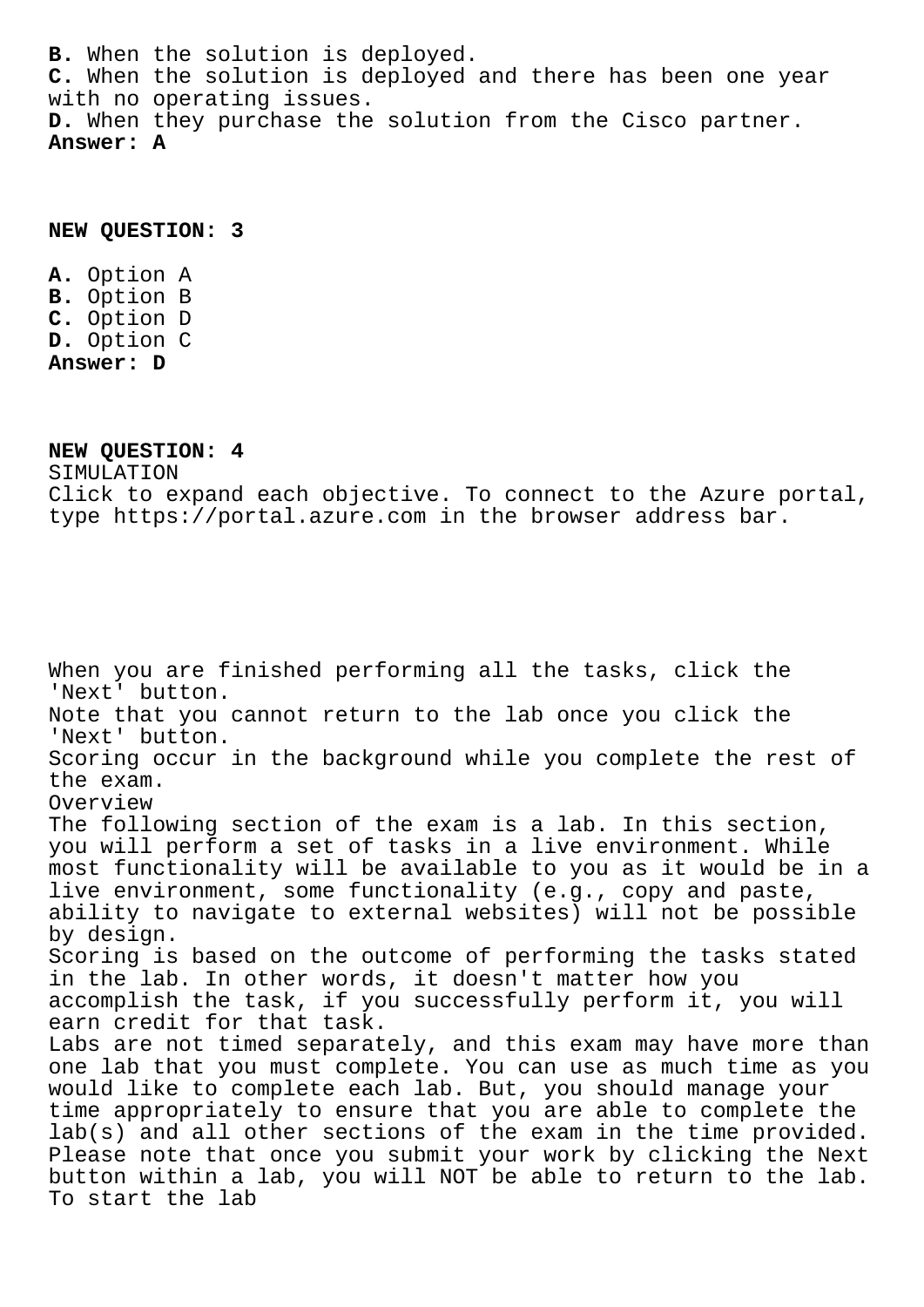**B.** When the solution is deployed.
**C.** When the solution is deployed and there has been one year with no operating issues.
**D.** When they purchase the solution from the Cisco partner.
**Answer: A**

**NEW QUESTION: 3**

**A.** Option A
**B.** Option B
**C.** Option D
**D.** Option C
**Answer: D**

**NEW QUESTION: 4**

SIMULATION
Click to expand each objective. To connect to the Azure portal, type https://portal.azure.com in the browser address bar.

When you are finished performing all the tasks, click the 'Next' button.
Note that you cannot return to the lab once you click the 'Next' button.
Scoring occur in the background while you complete the rest of the exam.
Overview
The following section of the exam is a lab. In this section, you will perform a set of tasks in a live environment. While most functionality will be available to you as it would be in a live environment, some functionality (e.g., copy and paste, ability to navigate to external websites) will not be possible by design.
Scoring is based on the outcome of performing the tasks stated in the lab. In other words, it doesn't matter how you accomplish the task, if you successfully perform it, you will earn credit for that task.
Labs are not timed separately, and this exam may have more than one lab that you must complete. You can use as much time as you would like to complete each lab. But, you should manage your time appropriately to ensure that you are able to complete the lab(s) and all other sections of the exam in the time provided.
Please note that once you submit your work by clicking the Next button within a lab, you will NOT be able to return to the lab.
To start the lab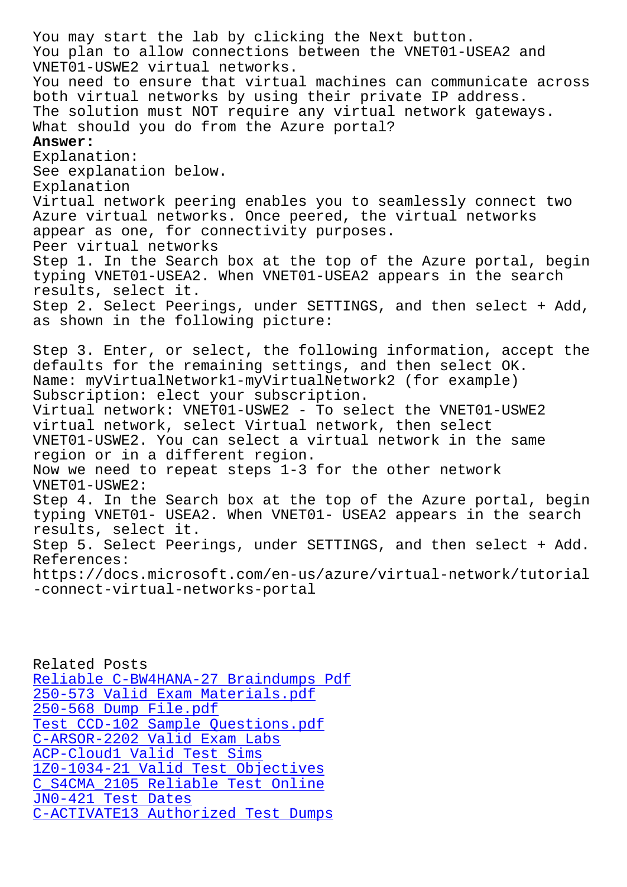You may start the lab by clicking the Next button.
You plan to allow connections between the VNET01-USEA2 and VNET01-USWE2 virtual networks.
You need to ensure that virtual machines can communicate across both virtual networks by using their private IP address.
The solution must NOT require any virtual network gateways.
What should you do from the Azure portal?

**Answer:**

Explanation:
See explanation below.
Explanation
Virtual network peering enables you to seamlessly connect two Azure virtual networks. Once peered, the virtual networks appear as one, for connectivity purposes.
Peer virtual networks
Step 1. In the Search box at the top of the Azure portal, begin typing VNET01-USEA2. When VNET01-USEA2 appears in the search results, select it.
Step 2. Select Peerings, under SETTINGS, and then select + Add, as shown in the following picture:

Step 3. Enter, or select, the following information, accept the defaults for the remaining settings, and then select OK.
Name: myVirtualNetwork1-myVirtualNetwork2 (for example)
Subscription: elect your subscription.
Virtual network: VNET01-USWE2 - To select the VNET01-USWE2 virtual network, select Virtual network, then select VNET01-USWE2. You can select a virtual network in the same region or in a different region.
Now we need to repeat steps 1-3 for the other network VNET01-USWE2:
Step 4. In the Search box at the top of the Azure portal, begin typing VNET01- USEA2. When VNET01- USEA2 appears in the search results, select it.
Step 5. Select Peerings, under SETTINGS, and then select + Add.
References:
https://docs.microsoft.com/en-us/azure/virtual-network/tutorial-connect-virtual-networks-portal

Related Posts
Reliable C-BW4HANA-27 Braindumps Pdf
250-573 Valid Exam Materials.pdf
250-568 Dump File.pdf
Test CCD-102 Sample Questions.pdf
C-ARSOR-2202 Valid Exam Labs
ACP-Cloud1 Valid Test Sims
1Z0-1034-21 Valid Test Objectives
C_S4CMA_2105 Reliable Test Online
JN0-421 Test Dates
C-ACTIVATE13 Authorized Test Dumps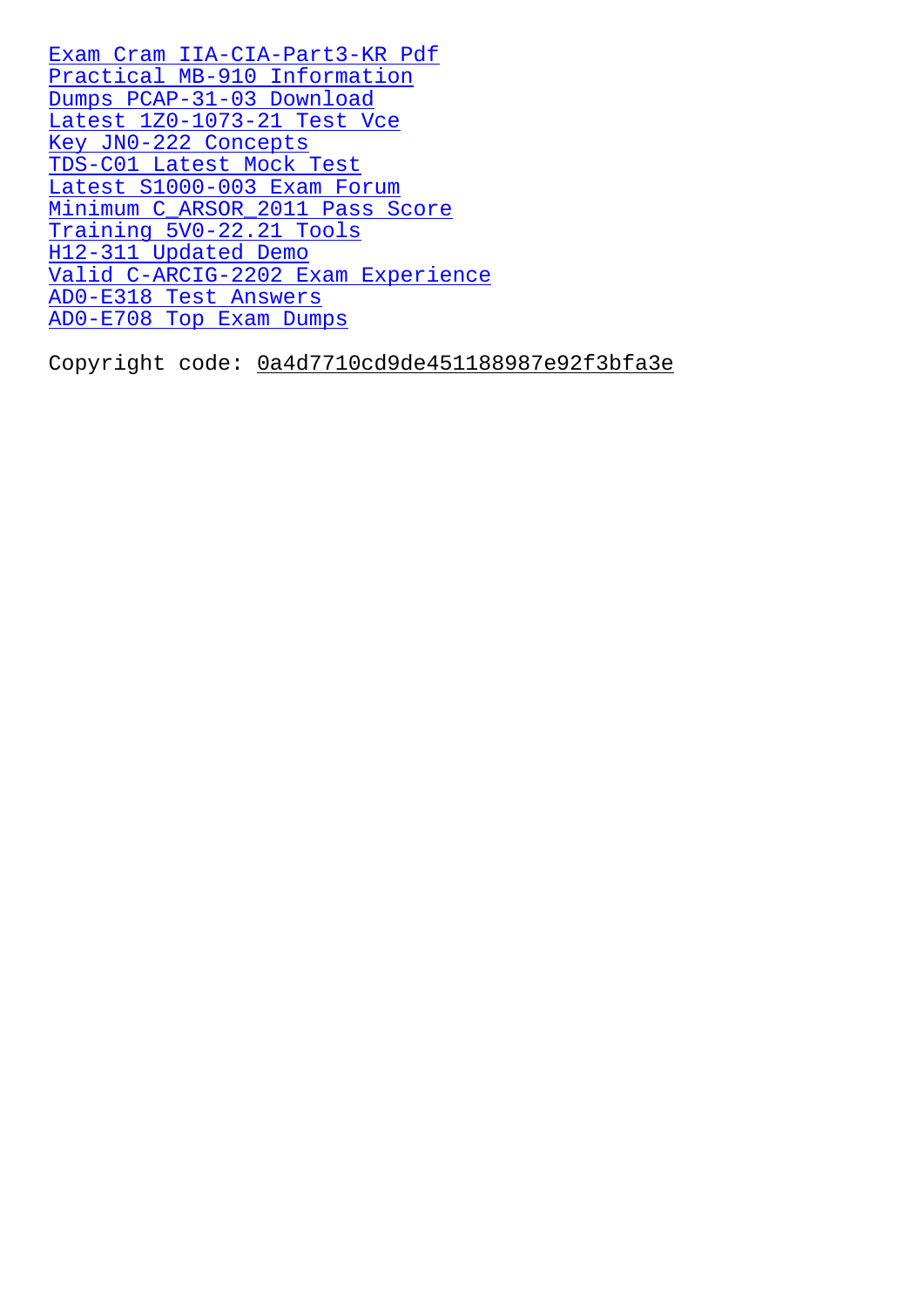Exam Cram IIA-CIA-Part3-KR Pdf
Practical MB-910 Information
Dumps PCAP-31-03 Download
Latest 1Z0-1073-21 Test Vce
Key JN0-222 Concepts
TDS-C01 Latest Mock Test
Latest S1000-003 Exam Forum
Minimum C_ARSOR_2011 Pass Score
Training 5V0-22.21 Tools
H12-311 Updated Demo
Valid C-ARCIG-2202 Exam Experience
AD0-E318 Test Answers
AD0-E708 Top Exam Dumps

Copyright code: 0a4d7710cd9de451188987e92f3bfa3e